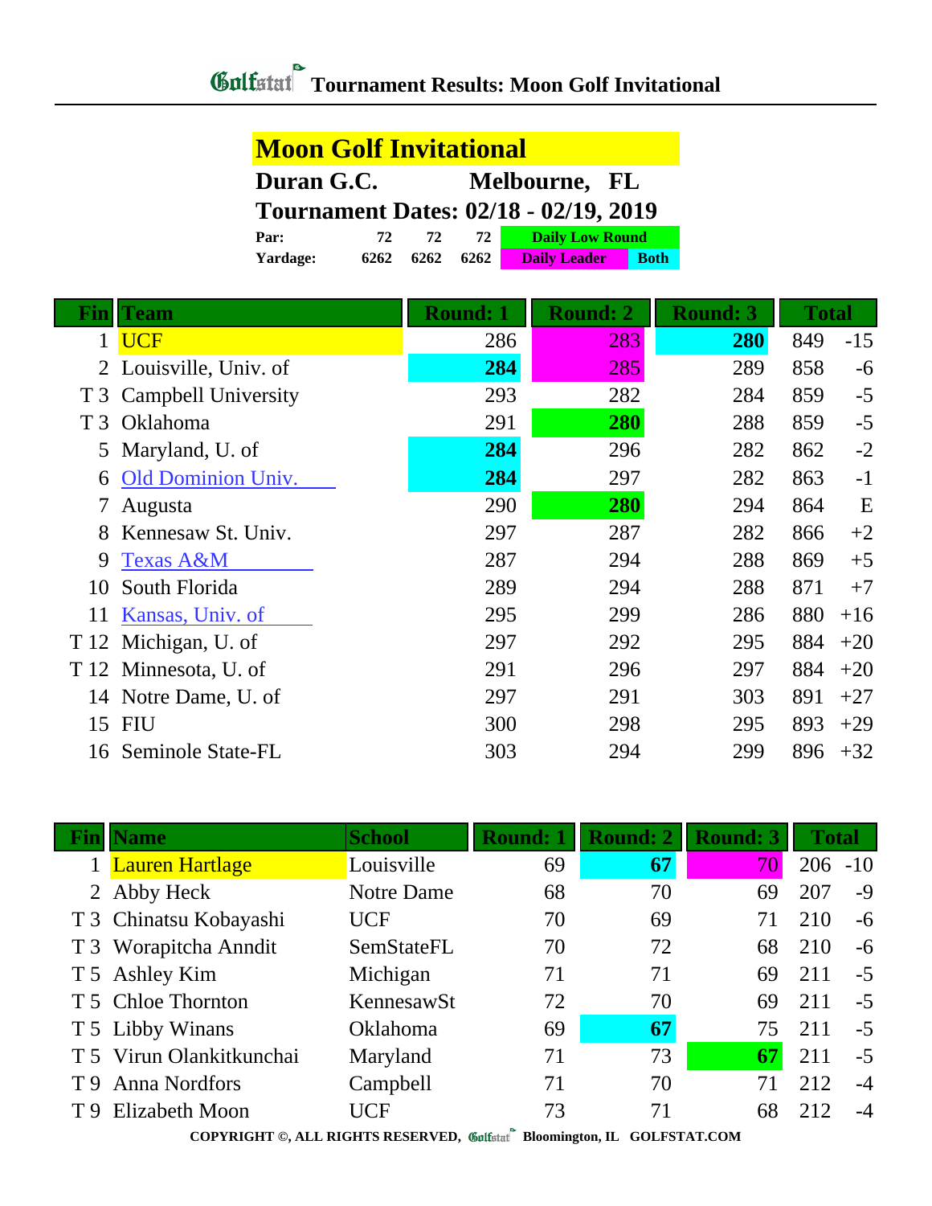# Tournament Results: Moon Golf Invitational

## Moon Golf Invitational

**Duran G.C.** **Melbourne, FL**

**Tournament Dates: 02/18 - 02/19, 2019**

| | | | | | |
|---|---|---|---|---|---|
| **Par:** | 72 | 72 | 72 | Daily Low Round | |
| **Yardage:** | 6262 | 6262 | 6262 | Daily Leader | Both |

| Fin | Team | Round: 1 | Round: 2 | Round: 3 | Total | |
|---|---|---|---|---|---|---|
| 1 | UCF | 286 | 283 | **280** | 849 | -15 |
| 2 | Louisville, Univ. of | **284** | 285 | 289 | 858 | -6 |
| T 3 | Campbell University | 293 | 282 | 284 | 859 | -5 |
| T 3 | Oklahoma | 291 | **280** | 288 | 859 | -5 |
| 5 | Maryland, U. of | **284** | 296 | 282 | 862 | -2 |
| 6 | Old Dominion Univ. | **284** | 297 | 282 | 863 | -1 |
| 7 | Augusta | 290 | **280** | 294 | 864 | E |
| 8 | Kennesaw St. Univ. | 297 | 287 | 282 | 866 | +2 |
| 9 | Texas A&M | 287 | 294 | 288 | 869 | +5 |
| 10 | South Florida | 289 | 294 | 288 | 871 | +7 |
| 11 | Kansas, Univ. of | 295 | 299 | 286 | 880 | +16 |
| T 12 | Michigan, U. of | 297 | 292 | 295 | 884 | +20 |
| T 12 | Minnesota, U. of | 291 | 296 | 297 | 884 | +20 |
| 14 | Notre Dame, U. of | 297 | 291 | 303 | 891 | +27 |
| 15 | FIU | 300 | 298 | 295 | 893 | +29 |
| 16 | Seminole State-FL | 303 | 294 | 299 | 896 | +32 |

| Fin | Name | School | Round: 1 | Round: 2 | Round: 3 | Total | |
|---|---|---|---|---|---|---|---|
| 1 | Lauren Hartlage | Louisville | 69 | **67** | 70 | 206 | -10 |
| 2 | Abby Heck | Notre Dame | 68 | 70 | 69 | 207 | -9 |
| T 3 | Chinatsu Kobayashi | UCF | 70 | 69 | 71 | 210 | -6 |
| T 3 | Worapitcha Anndit | SemStateFL | 70 | 72 | 68 | 210 | -6 |
| T 5 | Ashley Kim | Michigan | 71 | 71 | 69 | 211 | -5 |
| T 5 | Chloe Thornton | KennesawSt | 72 | 70 | 69 | 211 | -5 |
| T 5 | Libby Winans | Oklahoma | 69 | **67** | 75 | 211 | -5 |
| T 5 | Virun Olankitkunchai | Maryland | 71 | 73 | **67** | 211 | -5 |
| T 9 | Anna Nordfors | Campbell | 71 | 70 | 71 | 212 | -4 |
| T 9 | Elizabeth Moon | UCF | 73 | 71 | 68 | 212 | -4 |

COPYRIGHT ©, ALL RIGHTS RESERVED, Golfstat Bloomington, IL GOLFSTAT.COM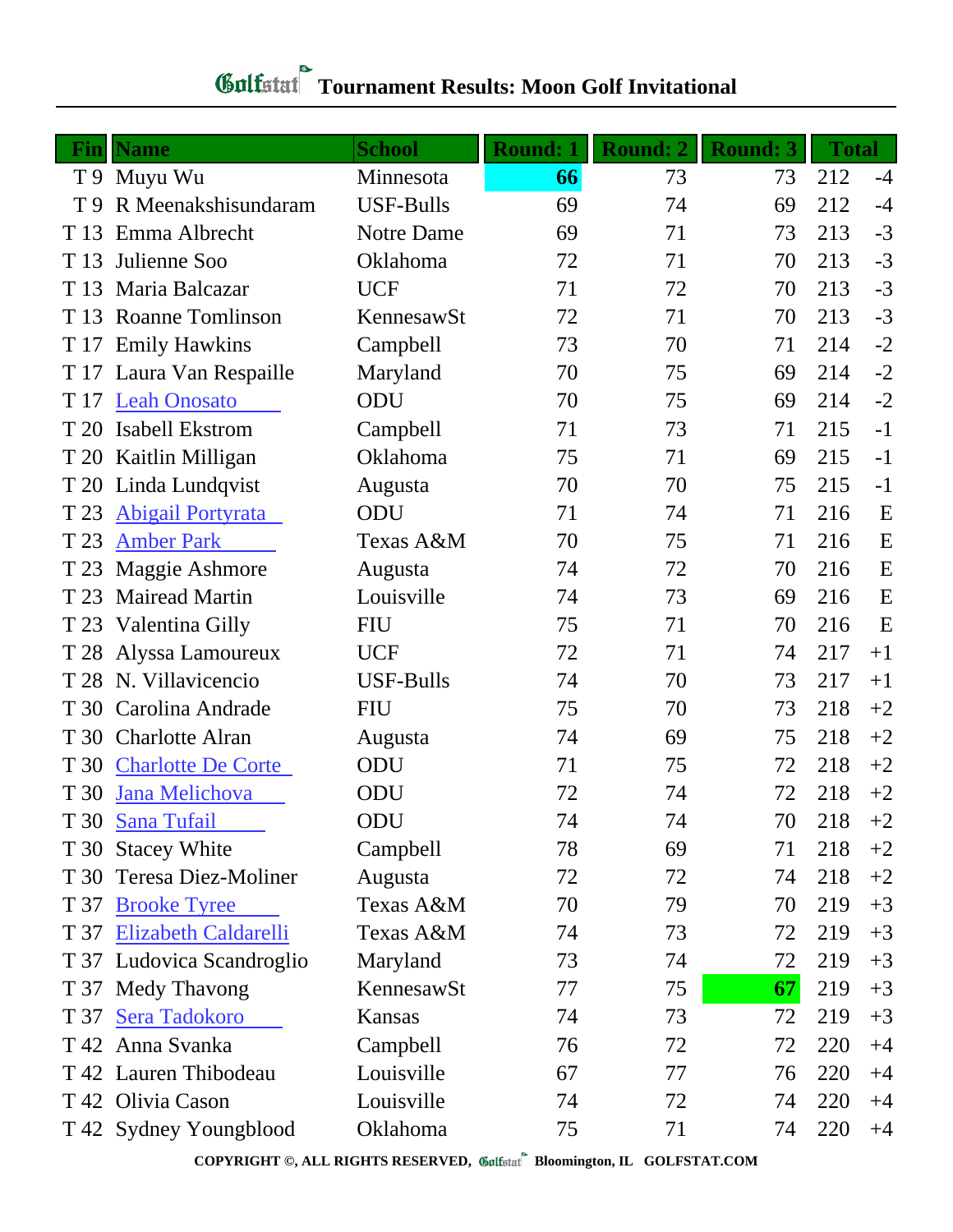# Golfstat Tournament Results: Moon Golf Invitational

| Fin | Name | School | Round: 1 | Round: 2 | Round: 3 | Total | |
|---|---|---|---|---|---|---|---|
| T 9 | Muyu Wu | Minnesota | **66** | 73 | 73 | 212 | -4 |
| T 9 | R Meenakshisundaram | USF-Bulls | 69 | 74 | 69 | 212 | -4 |
| T 13 | Emma Albrecht | Notre Dame | 69 | 71 | 73 | 213 | -3 |
| T 13 | Julienne Soo | Oklahoma | 72 | 71 | 70 | 213 | -3 |
| T 13 | Maria Balcazar | UCF | 71 | 72 | 70 | 213 | -3 |
| T 13 | Roanne Tomlinson | KennesawSt | 72 | 71 | 70 | 213 | -3 |
| T 17 | Emily Hawkins | Campbell | 73 | 70 | 71 | 214 | -2 |
| T 17 | Laura Van Respaille | Maryland | 70 | 75 | 69 | 214 | -2 |
| T 17 | Leah Onosato | ODU | 70 | 75 | 69 | 214 | -2 |
| T 20 | Isabell Ekstrom | Campbell | 71 | 73 | 71 | 215 | -1 |
| T 20 | Kaitlin Milligan | Oklahoma | 75 | 71 | 69 | 215 | -1 |
| T 20 | Linda Lundqvist | Augusta | 70 | 70 | 75 | 215 | -1 |
| T 23 | Abigail Portyrata | ODU | 71 | 74 | 71 | 216 | E |
| T 23 | Amber Park | Texas A&M | 70 | 75 | 71 | 216 | E |
| T 23 | Maggie Ashmore | Augusta | 74 | 72 | 70 | 216 | E |
| T 23 | Mairead Martin | Louisville | 74 | 73 | 69 | 216 | E |
| T 23 | Valentina Gilly | FIU | 75 | 71 | 70 | 216 | E |
| T 28 | Alyssa Lamoureux | UCF | 72 | 71 | 74 | 217 | +1 |
| T 28 | N. Villavicencio | USF-Bulls | 74 | 70 | 73 | 217 | +1 |
| T 30 | Carolina Andrade | FIU | 75 | 70 | 73 | 218 | +2 |
| T 30 | Charlotte Alran | Augusta | 74 | 69 | 75 | 218 | +2 |
| T 30 | Charlotte De Corte | ODU | 71 | 75 | 72 | 218 | +2 |
| T 30 | Jana Melichova | ODU | 72 | 74 | 72 | 218 | +2 |
| T 30 | Sana Tufail | ODU | 74 | 74 | 70 | 218 | +2 |
| T 30 | Stacey White | Campbell | 78 | 69 | 71 | 218 | +2 |
| T 30 | Teresa Diez-Moliner | Augusta | 72 | 72 | 74 | 218 | +2 |
| T 37 | Brooke Tyree | Texas A&M | 70 | 79 | 70 | 219 | +3 |
| T 37 | Elizabeth Caldarelli | Texas A&M | 74 | 73 | 72 | 219 | +3 |
| T 37 | Ludovica Scandroglio | Maryland | 73 | 74 | 72 | 219 | +3 |
| T 37 | Medy Thavong | KennesawSt | 77 | 75 | **67** | 219 | +3 |
| T 37 | Sera Tadokoro | Kansas | 74 | 73 | 72 | 219 | +3 |
| T 42 | Anna Svanka | Campbell | 76 | 72 | 72 | 220 | +4 |
| T 42 | Lauren Thibodeau | Louisville | 67 | 77 | 76 | 220 | +4 |
| T 42 | Olivia Cason | Louisville | 74 | 72 | 74 | 220 | +4 |
| T 42 | Sydney Youngblood | Oklahoma | 75 | 71 | 74 | 220 | +4 |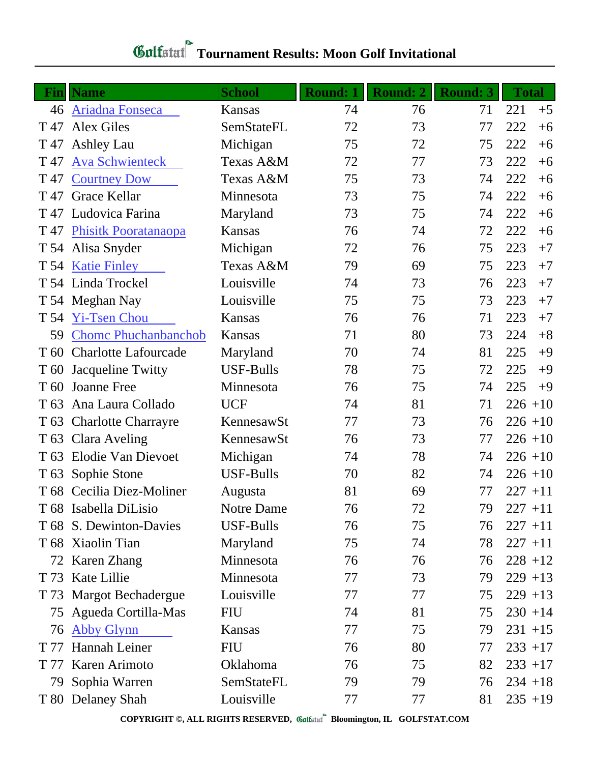# Golfstat Tournament Results: Moon Golf Invitational

| Fin | Name | School | Round: 1 | Round: 2 | Round: 3 | Total | |
|---|---|---|---|---|---|---|---|
| 46 | Ariadna Fonseca | Kansas | 74 | 76 | 71 | 221 | +5 |
| T 47 | Alex Giles | SemStateFL | 72 | 73 | 77 | 222 | +6 |
| T 47 | Ashley Lau | Michigan | 75 | 72 | 75 | 222 | +6 |
| T 47 | Ava Schwienteck | Texas A&M | 72 | 77 | 73 | 222 | +6 |
| T 47 | Courtney Dow | Texas A&M | 75 | 73 | 74 | 222 | +6 |
| T 47 | Grace Kellar | Minnesota | 73 | 75 | 74 | 222 | +6 |
| T 47 | Ludovica Farina | Maryland | 73 | 75 | 74 | 222 | +6 |
| T 47 | Phisitk Pooratanaopa | Kansas | 76 | 74 | 72 | 222 | +6 |
| T 54 | Alisa Snyder | Michigan | 72 | 76 | 75 | 223 | +7 |
| T 54 | Katie Finley | Texas A&M | 79 | 69 | 75 | 223 | +7 |
| T 54 | Linda Trockel | Louisville | 74 | 73 | 76 | 223 | +7 |
| T 54 | Meghan Nay | Louisville | 75 | 75 | 73 | 223 | +7 |
| T 54 | Yi-Tsen Chou | Kansas | 76 | 76 | 71 | 223 | +7 |
| 59 | Chomc Phuchanbanchob | Kansas | 71 | 80 | 73 | 224 | +8 |
| T 60 | Charlotte Lafourcade | Maryland | 70 | 74 | 81 | 225 | +9 |
| T 60 | Jacqueline Twitty | USF-Bulls | 78 | 75 | 72 | 225 | +9 |
| T 60 | Joanne Free | Minnesota | 76 | 75 | 74 | 225 | +9 |
| T 63 | Ana Laura Collado | UCF | 74 | 81 | 71 | 226 | +10 |
| T 63 | Charlotte Charrayre | KennesawSt | 77 | 73 | 76 | 226 | +10 |
| T 63 | Clara Aveling | KennesawSt | 76 | 73 | 77 | 226 | +10 |
| T 63 | Elodie Van Dievoet | Michigan | 74 | 78 | 74 | 226 | +10 |
| T 63 | Sophie Stone | USF-Bulls | 70 | 82 | 74 | 226 | +10 |
| T 68 | Cecilia Diez-Moliner | Augusta | 81 | 69 | 77 | 227 | +11 |
| T 68 | Isabella DiLisio | Notre Dame | 76 | 72 | 79 | 227 | +11 |
| T 68 | S. Dewinton-Davies | USF-Bulls | 76 | 75 | 76 | 227 | +11 |
| T 68 | Xiaolin Tian | Maryland | 75 | 74 | 78 | 227 | +11 |
| 72 | Karen Zhang | Minnesota | 76 | 76 | 76 | 228 | +12 |
| T 73 | Kate Lillie | Minnesota | 77 | 73 | 79 | 229 | +13 |
| T 73 | Margot Bechadergue | Louisville | 77 | 77 | 75 | 229 | +13 |
| 75 | Agueda Cortilla-Mas | FIU | 74 | 81 | 75 | 230 | +14 |
| 76 | Abby Glynn | Kansas | 77 | 75 | 79 | 231 | +15 |
| T 77 | Hannah Leiner | FIU | 76 | 80 | 77 | 233 | +17 |
| T 77 | Karen Arimoto | Oklahoma | 76 | 75 | 82 | 233 | +17 |
| 79 | Sophia Warren | SemStateFL | 79 | 79 | 76 | 234 | +18 |
| T 80 | Delaney Shah | Louisville | 77 | 77 | 81 | 235 | +19 |

COPYRIGHT ©, ALL RIGHTS RESERVED, Golfstat Bloomington, IL GOLFSTAT.COM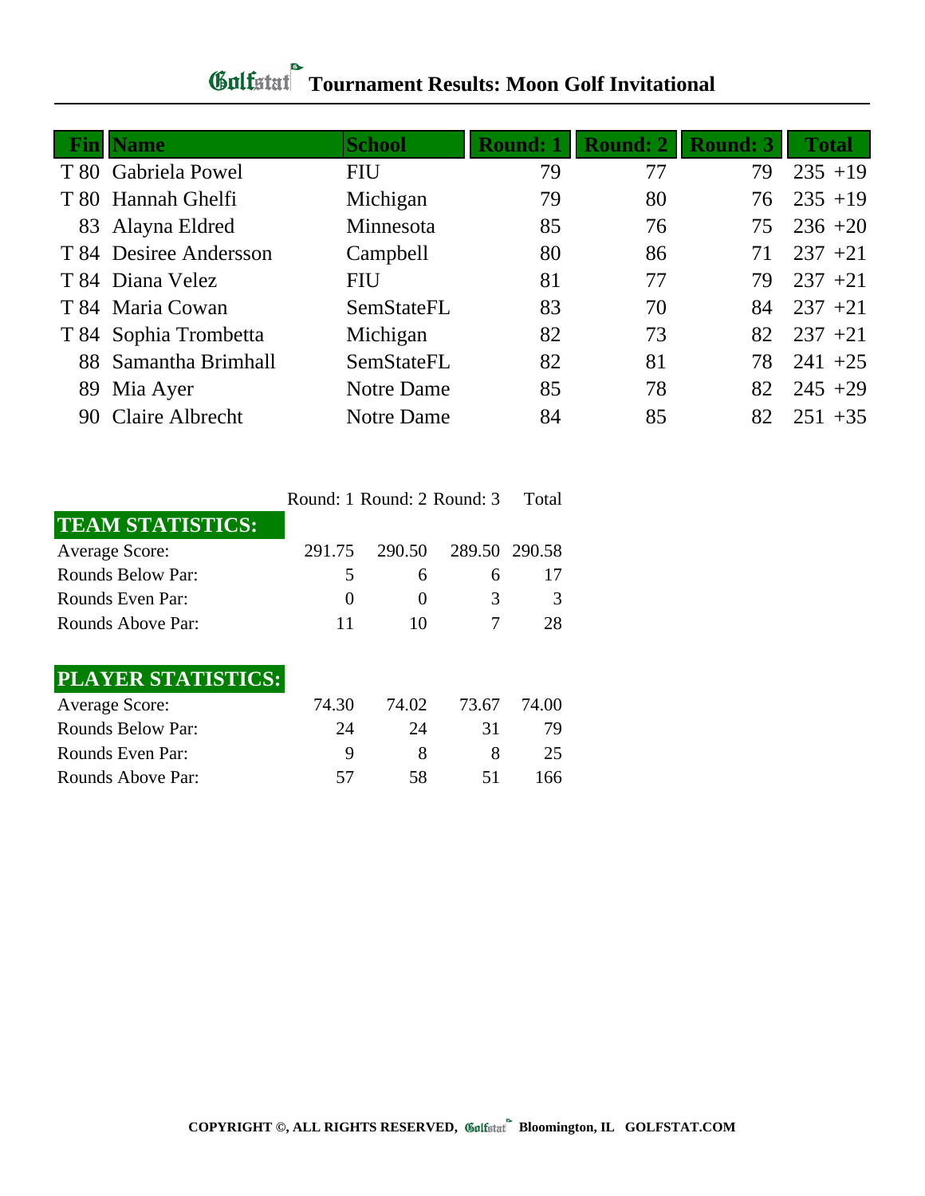# Golfstat Tournament Results: Moon Golf Invitational

| Fin | Name | School | Round: 1 | Round: 2 | Round: 3 | Total |
|---|---|---|---|---|---|---|
| T 80 | Gabriela Powel | FIU | 79 | 77 | 79 | 235 +19 |
| T 80 | Hannah Ghelfi | Michigan | 79 | 80 | 76 | 235 +19 |
| 83 | Alayna Eldred | Minnesota | 85 | 76 | 75 | 236 +20 |
| T 84 | Desiree Andersson | Campbell | 80 | 86 | 71 | 237 +21 |
| T 84 | Diana Velez | FIU | 81 | 77 | 79 | 237 +21 |
| T 84 | Maria Cowan | SemStateFL | 83 | 70 | 84 | 237 +21 |
| T 84 | Sophia Trombetta | Michigan | 82 | 73 | 82 | 237 +21 |
| 88 | Samantha Brimhall | SemStateFL | 82 | 81 | 78 | 241 +25 |
| 89 | Mia Ayer | Notre Dame | 85 | 78 | 82 | 245 +29 |
| 90 | Claire Albrecht | Notre Dame | 84 | 85 | 82 | 251 +35 |

| TEAM STATISTICS: | Round: 1 | Round: 2 | Round: 3 | Total |
|---|---|---|---|---|
| Average Score: | 291.75 | 290.50 | 289.50 | 290.58 |
| Rounds Below Par: | 5 | 6 | 6 | 17 |
| Rounds Even Par: | 0 | 0 | 3 | 3 |
| Rounds Above Par: | 11 | 10 | 7 | 28 |

| PLAYER STATISTICS: | Round: 1 | Round: 2 | Round: 3 | Total |
|---|---|---|---|---|
| Average Score: | 74.30 | 74.02 | 73.67 | 74.00 |
| Rounds Below Par: | 24 | 24 | 31 | 79 |
| Rounds Even Par: | 9 | 8 | 8 | 25 |
| Rounds Above Par: | 57 | 58 | 51 | 166 |

**COPYRIGHT ©, ALL RIGHTS RESERVED, Golfstat Bloomington, IL GOLFSTAT.COM**